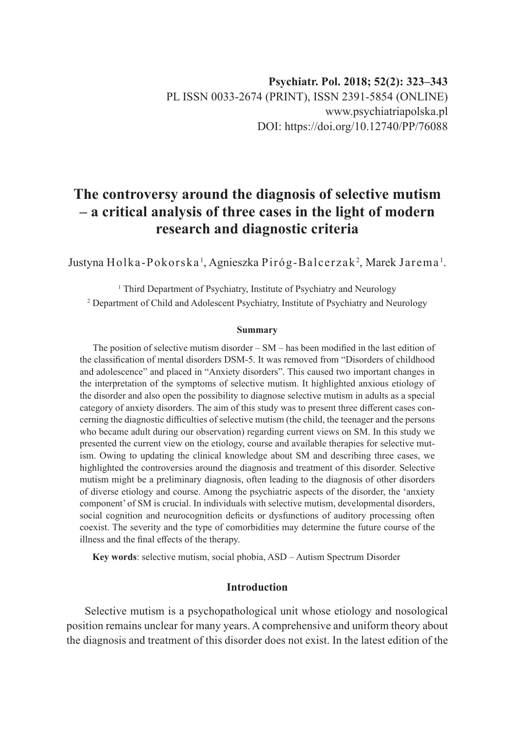Psychiatr. Pol. 2018; 52(2): 323–343

PL ISSN 0033-2674 (PRINT), ISSN 2391-5854 (ONLINE)

www.psychiatriapolska.pl

DOI: https://doi.org/10.12740/PP/76088

# The controversy around the diagnosis of selective mutism – a critical analysis of three cases in the light of modern research and diagnostic criteria

Justyna Holka-Pokorska[1], Agnieszka Piróg-Balcerzak[2], Marek Jarema[1].

[1] Third Department of Psychiatry, Institute of Psychiatry and Neurology

[2] Department of Child and Adolescent Psychiatry, Institute of Psychiatry and Neurology

#### Summary

The position of selective mutism disorder – SM – has been modified in the last edition of the classification of mental disorders DSM-5. It was removed from "Disorders of childhood and adolescence" and placed in "Anxiety disorders". This caused two important changes in the interpretation of the symptoms of selective mutism. It highlighted anxious etiology of the disorder and also open the possibility to diagnose selective mutism in adults as a special category of anxiety disorders. The aim of this study was to present three different cases concerning the diagnostic difficulties of selective mutism (the child, the teenager and the persons who became adult during our observation) regarding current views on SM. In this study we presented the current view on the etiology, course and available therapies for selective mutism. Owing to updating the clinical knowledge about SM and describing three cases, we highlighted the controversies around the diagnosis and treatment of this disorder. Selective mutism might be a preliminary diagnosis, often leading to the diagnosis of other disorders of diverse etiology and course. Among the psychiatric aspects of the disorder, the 'anxiety component' of SM is crucial. In individuals with selective mutism, developmental disorders, social cognition and neurocognition deficits or dysfunctions of auditory processing often coexist. The severity and the type of comorbidities may determine the future course of the illness and the final effects of the therapy.

**Key words**: selective mutism, social phobia, ASD – Autism Spectrum Disorder

## Introduction

Selective mutism is a psychopathological unit whose etiology and nosological position remains unclear for many years. A comprehensive and uniform theory about the diagnosis and treatment of this disorder does not exist. In the latest edition of the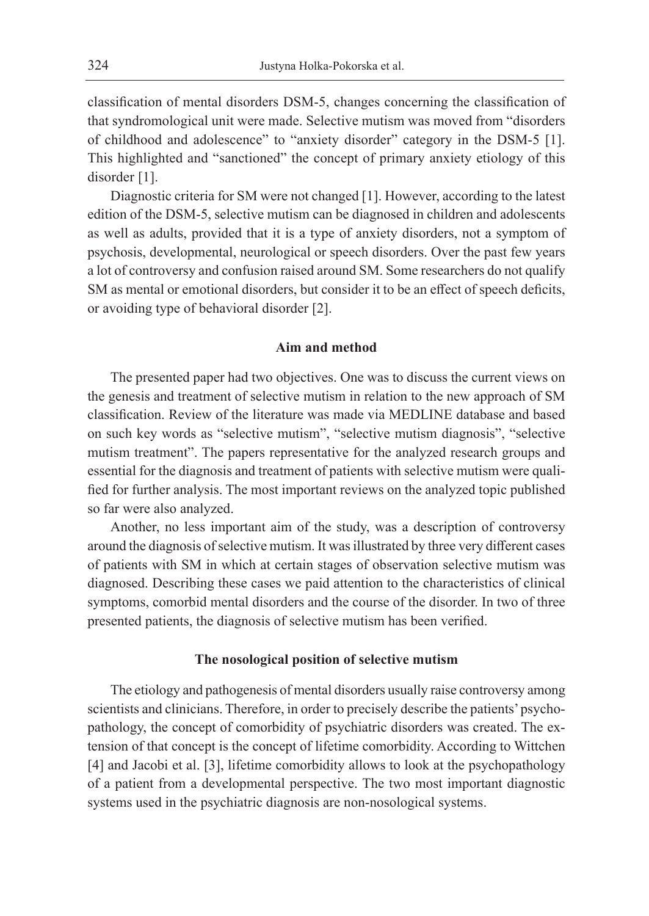classification of mental disorders DSM-5, changes concerning the classification of that syndromological unit were made. Selective mutism was moved from "disorders of childhood and adolescence" to "anxiety disorder" category in the DSM-5 [1]. This highlighted and "sanctioned" the concept of primary anxiety etiology of this disorder [1].

Diagnostic criteria for SM were not changed [1]. However, according to the latest edition of the DSM-5, selective mutism can be diagnosed in children and adolescents as well as adults, provided that it is a type of anxiety disorders, not a symptom of psychosis, developmental, neurological or speech disorders. Over the past few years a lot of controversy and confusion raised around SM. Some researchers do not qualify SM as mental or emotional disorders, but consider it to be an effect of speech deficits, or avoiding type of behavioral disorder [2].

## Aim and method

The presented paper had two objectives. One was to discuss the current views on the genesis and treatment of selective mutism in relation to the new approach of SM classification. Review of the literature was made via MEDLINE database and based on such key words as "selective mutism", "selective mutism diagnosis", "selective mutism treatment". The papers representative for the analyzed research groups and essential for the diagnosis and treatment of patients with selective mutism were qualified for further analysis. The most important reviews on the analyzed topic published so far were also analyzed.

Another, no less important aim of the study, was a description of controversy around the diagnosis of selective mutism. It was illustrated by three very different cases of patients with SM in which at certain stages of observation selective mutism was diagnosed. Describing these cases we paid attention to the characteristics of clinical symptoms, comorbid mental disorders and the course of the disorder. In two of three presented patients, the diagnosis of selective mutism has been verified.

## The nosological position of selective mutism

The etiology and pathogenesis of mental disorders usually raise controversy among scientists and clinicians. Therefore, in order to precisely describe the patients' psychopathology, the concept of comorbidity of psychiatric disorders was created. The extension of that concept is the concept of lifetime comorbidity. According to Wittchen [4] and Jacobi et al. [3], lifetime comorbidity allows to look at the psychopathology of a patient from a developmental perspective. The two most important diagnostic systems used in the psychiatric diagnosis are non-nosological systems.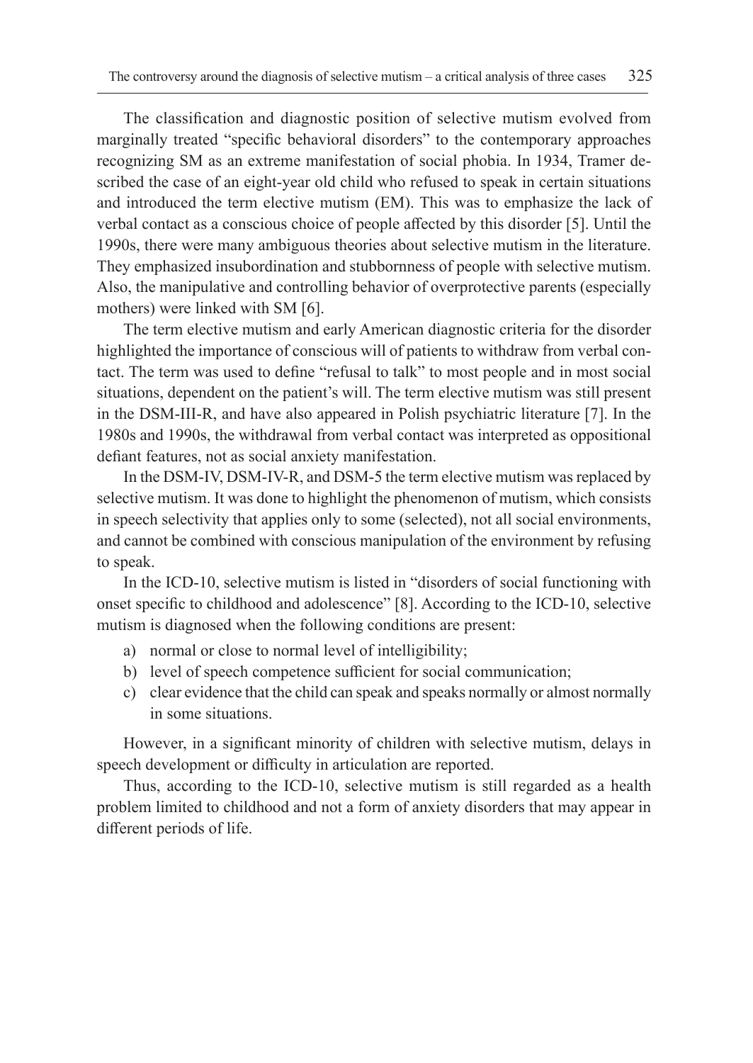The classification and diagnostic position of selective mutism evolved from marginally treated "specific behavioral disorders" to the contemporary approaches recognizing SM as an extreme manifestation of social phobia. In 1934, Tramer described the case of an eight-year old child who refused to speak in certain situations and introduced the term elective mutism (EM). This was to emphasize the lack of verbal contact as a conscious choice of people affected by this disorder [5]. Until the 1990s, there were many ambiguous theories about selective mutism in the literature. They emphasized insubordination and stubbornness of people with selective mutism. Also, the manipulative and controlling behavior of overprotective parents (especially mothers) were linked with SM [6].

The term elective mutism and early American diagnostic criteria for the disorder highlighted the importance of conscious will of patients to withdraw from verbal contact. The term was used to define "refusal to talk" to most people and in most social situations, dependent on the patient's will. The term elective mutism was still present in the DSM-III-R, and have also appeared in Polish psychiatric literature [7]. In the 1980s and 1990s, the withdrawal from verbal contact was interpreted as oppositional defiant features, not as social anxiety manifestation.

In the DSM-IV, DSM-IV-R, and DSM-5 the term elective mutism was replaced by selective mutism. It was done to highlight the phenomenon of mutism, which consists in speech selectivity that applies only to some (selected), not all social environments, and cannot be combined with conscious manipulation of the environment by refusing to speak.

In the ICD-10, selective mutism is listed in "disorders of social functioning with onset specific to childhood and adolescence" [8]. According to the ICD-10, selective mutism is diagnosed when the following conditions are present:

a) normal or close to normal level of intelligibility;
b) level of speech competence sufficient for social communication;
c) clear evidence that the child can speak and speaks normally or almost normally in some situations.

However, in a significant minority of children with selective mutism, delays in speech development or difficulty in articulation are reported.

Thus, according to the ICD-10, selective mutism is still regarded as a health problem limited to childhood and not a form of anxiety disorders that may appear in different periods of life.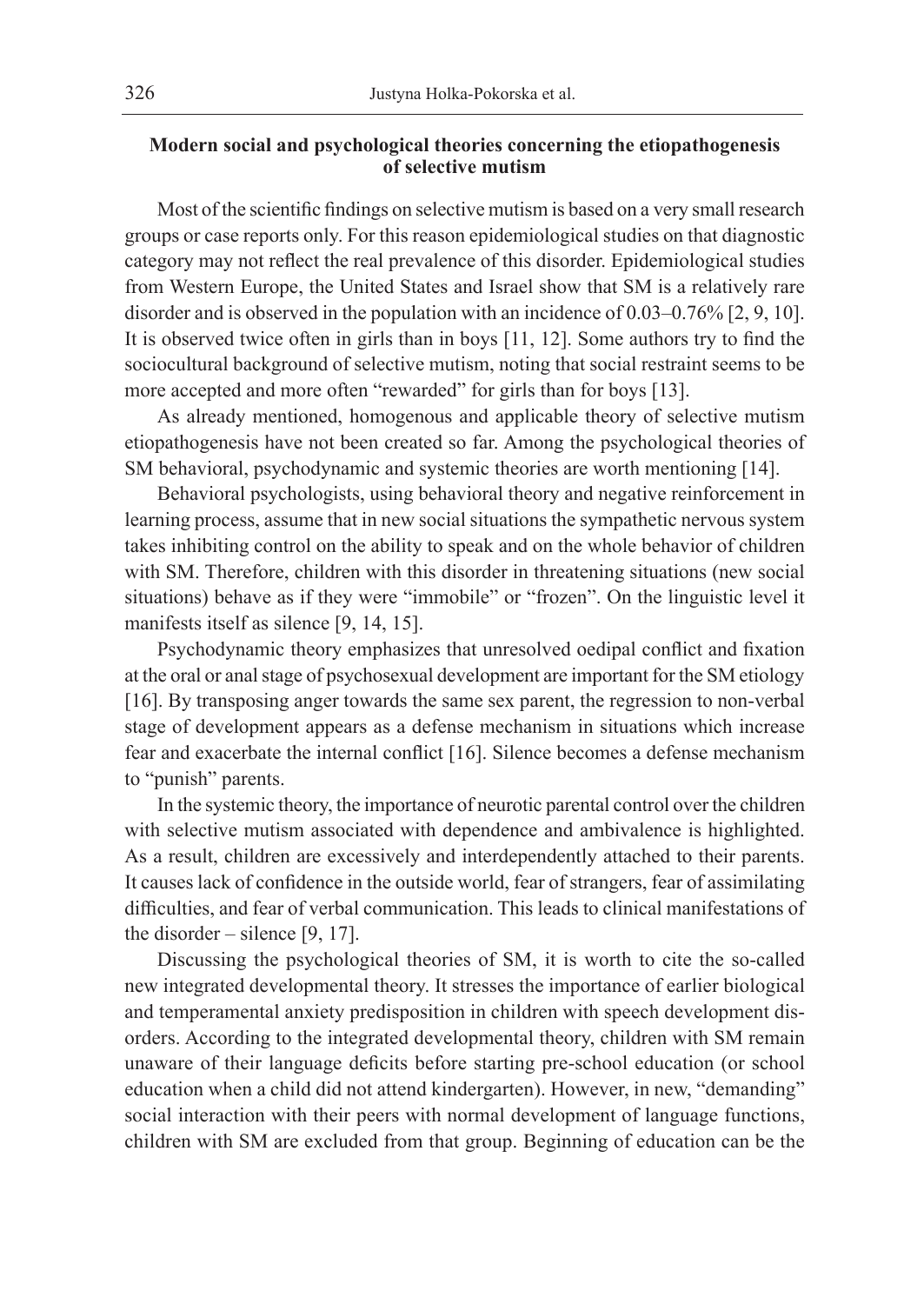## Modern social and psychological theories concerning the etiopathogenesis of selective mutism

Most of the scientific findings on selective mutism is based on a very small research groups or case reports only. For this reason epidemiological studies on that diagnostic category may not reflect the real prevalence of this disorder. Epidemiological studies from Western Europe, the United States and Israel show that SM is a relatively rare disorder and is observed in the population with an incidence of 0.03–0.76% [2, 9, 10]. It is observed twice often in girls than in boys [11, 12]. Some authors try to find the sociocultural background of selective mutism, noting that social restraint seems to be more accepted and more often "rewarded" for girls than for boys [13].

As already mentioned, homogenous and applicable theory of selective mutism etiopathogenesis have not been created so far. Among the psychological theories of SM behavioral, psychodynamic and systemic theories are worth mentioning [14].

Behavioral psychologists, using behavioral theory and negative reinforcement in learning process, assume that in new social situations the sympathetic nervous system takes inhibiting control on the ability to speak and on the whole behavior of children with SM. Therefore, children with this disorder in threatening situations (new social situations) behave as if they were "immobile" or "frozen". On the linguistic level it manifests itself as silence [9, 14, 15].

Psychodynamic theory emphasizes that unresolved oedipal conflict and fixation at the oral or anal stage of psychosexual development are important for the SM etiology [16]. By transposing anger towards the same sex parent, the regression to non-verbal stage of development appears as a defense mechanism in situations which increase fear and exacerbate the internal conflict [16]. Silence becomes a defense mechanism to "punish" parents.

In the systemic theory, the importance of neurotic parental control over the children with selective mutism associated with dependence and ambivalence is highlighted. As a result, children are excessively and interdependently attached to their parents. It causes lack of confidence in the outside world, fear of strangers, fear of assimilating difficulties, and fear of verbal communication. This leads to clinical manifestations of the disorder – silence [9, 17].

Discussing the psychological theories of SM, it is worth to cite the so-called new integrated developmental theory. It stresses the importance of earlier biological and temperamental anxiety predisposition in children with speech development disorders. According to the integrated developmental theory, children with SM remain unaware of their language deficits before starting pre-school education (or school education when a child did not attend kindergarten). However, in new, "demanding" social interaction with their peers with normal development of language functions, children with SM are excluded from that group. Beginning of education can be the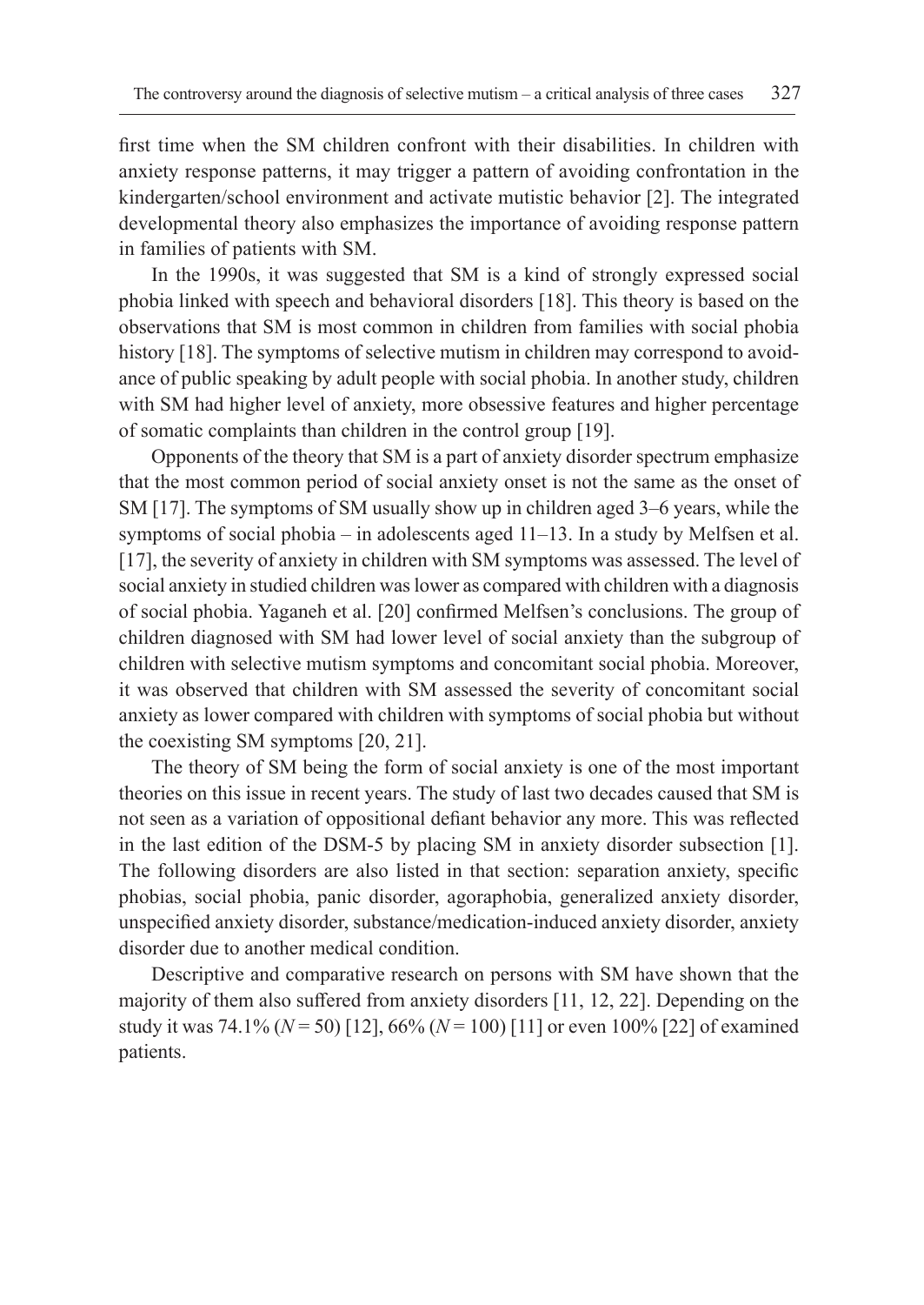first time when the SM children confront with their disabilities. In children with anxiety response patterns, it may trigger a pattern of avoiding confrontation in the kindergarten/school environment and activate mutistic behavior [2]. The integrated developmental theory also emphasizes the importance of avoiding response pattern in families of patients with SM.

In the 1990s, it was suggested that SM is a kind of strongly expressed social phobia linked with speech and behavioral disorders [18]. This theory is based on the observations that SM is most common in children from families with social phobia history [18]. The symptoms of selective mutism in children may correspond to avoidance of public speaking by adult people with social phobia. In another study, children with SM had higher level of anxiety, more obsessive features and higher percentage of somatic complaints than children in the control group [19].

Opponents of the theory that SM is a part of anxiety disorder spectrum emphasize that the most common period of social anxiety onset is not the same as the onset of SM [17]. The symptoms of SM usually show up in children aged 3–6 years, while the symptoms of social phobia – in adolescents aged 11–13. In a study by Melfsen et al. [17], the severity of anxiety in children with SM symptoms was assessed. The level of social anxiety in studied children was lower as compared with children with a diagnosis of social phobia. Yaganeh et al. [20] confirmed Melfsen's conclusions. The group of children diagnosed with SM had lower level of social anxiety than the subgroup of children with selective mutism symptoms and concomitant social phobia. Moreover, it was observed that children with SM assessed the severity of concomitant social anxiety as lower compared with children with symptoms of social phobia but without the coexisting SM symptoms [20, 21].

The theory of SM being the form of social anxiety is one of the most important theories on this issue in recent years. The study of last two decades caused that SM is not seen as a variation of oppositional defiant behavior any more. This was reflected in the last edition of the DSM-5 by placing SM in anxiety disorder subsection [1]. The following disorders are also listed in that section: separation anxiety, specific phobias, social phobia, panic disorder, agoraphobia, generalized anxiety disorder, unspecified anxiety disorder, substance/medication-induced anxiety disorder, anxiety disorder due to another medical condition.

Descriptive and comparative research on persons with SM have shown that the majority of them also suffered from anxiety disorders [11, 12, 22]. Depending on the study it was 74.1% (*N* = 50) [12], 66% (*N* = 100) [11] or even 100% [22] of examined patients.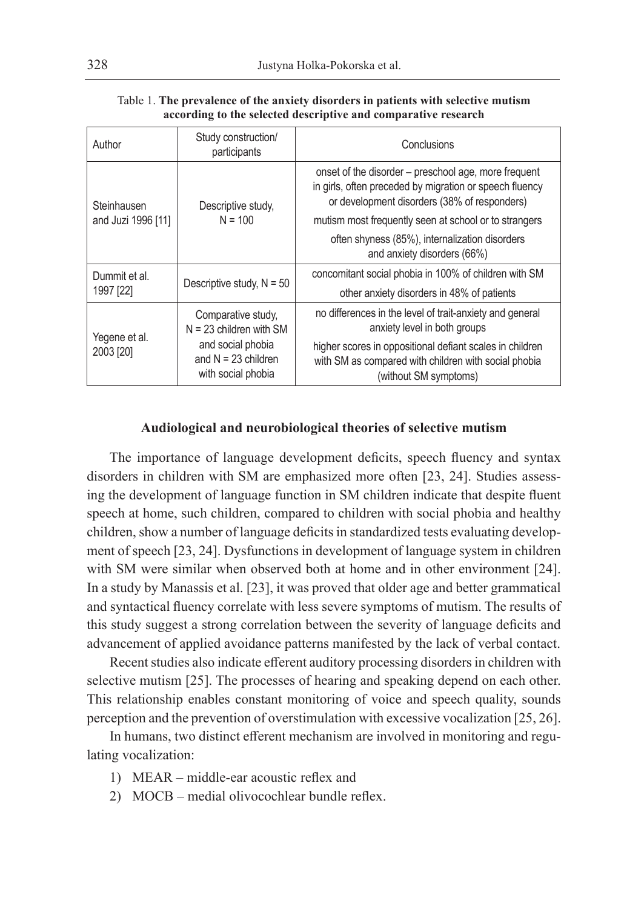Table 1. **The prevalence of the anxiety disorders in patients with selective mutism according to the selected descriptive and comparative research**

| Author | Study construction/ participants | Conclusions |
|---|---|---|
| Steinhausen and Juzi 1996 [11] | Descriptive study, N = 100 | onset of the disorder – preschool age, more frequent in girls, often preceded by migration or speech fluency or development disorders (38% of responders) |
| | | mutism most frequently seen at school or to strangers |
| | | often shyness (85%), internalization disorders and anxiety disorders (66%) |
| Dummit et al. 1997 [22] | Descriptive study, N = 50 | concomitant social phobia in 100% of children with SM |
| | | other anxiety disorders in 48% of patients |
| Yegene et al. 2003 [20] | Comparative study, N = 23 children with SM and social phobia and N = 23 children with social phobia | no differences in the level of trait-anxiety and general anxiety level in both groups |
| | | higher scores in oppositional defiant scales in children with SM as compared with children with social phobia (without SM symptoms) |

### Audiological and neurobiological theories of selective mutism

The importance of language development deficits, speech fluency and syntax disorders in children with SM are emphasized more often [23, 24]. Studies assessing the development of language function in SM children indicate that despite fluent speech at home, such children, compared to children with social phobia and healthy children, show a number of language deficits in standardized tests evaluating development of speech [23, 24]. Dysfunctions in development of language system in children with SM were similar when observed both at home and in other environment [24]. In a study by Manassis et al. [23], it was proved that older age and better grammatical and syntactical fluency correlate with less severe symptoms of mutism. The results of this study suggest a strong correlation between the severity of language deficits and advancement of applied avoidance patterns manifested by the lack of verbal contact.

Recent studies also indicate efferent auditory processing disorders in children with selective mutism [25]. The processes of hearing and speaking depend on each other. This relationship enables constant monitoring of voice and speech quality, sounds perception and the prevention of overstimulation with excessive vocalization [25, 26].

In humans, two distinct efferent mechanism are involved in monitoring and regulating vocalization:

1) MEAR – middle-ear acoustic reflex and
2) MOCB – medial olivocochlear bundle reflex.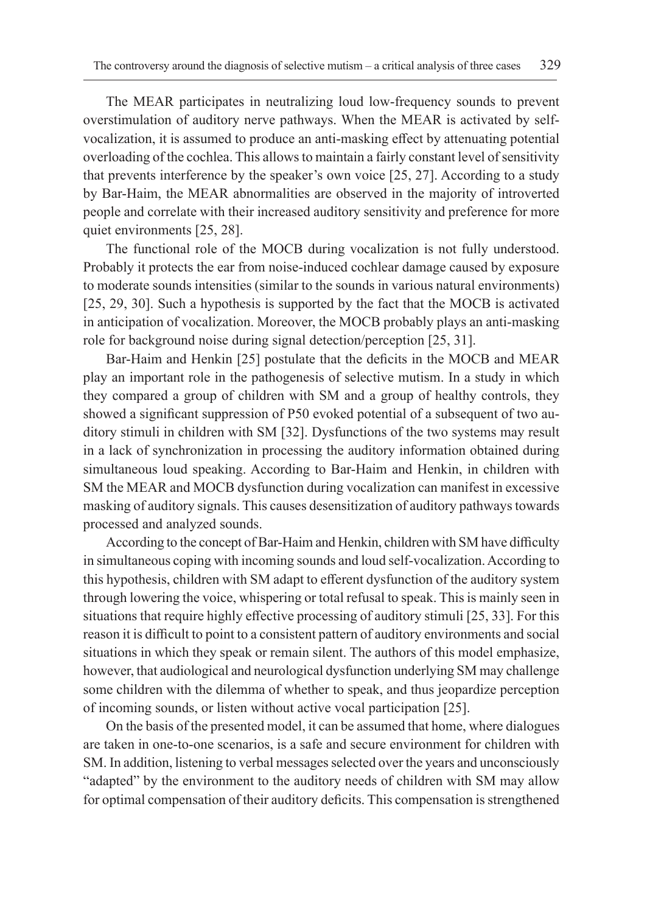The MEAR participates in neutralizing loud low-frequency sounds to prevent overstimulation of auditory nerve pathways. When the MEAR is activated by self-vocalization, it is assumed to produce an anti-masking effect by attenuating potential overloading of the cochlea. This allows to maintain a fairly constant level of sensitivity that prevents interference by the speaker's own voice [25, 27]. According to a study by Bar-Haim, the MEAR abnormalities are observed in the majority of introverted people and correlate with their increased auditory sensitivity and preference for more quiet environments [25, 28].

The functional role of the MOCB during vocalization is not fully understood. Probably it protects the ear from noise-induced cochlear damage caused by exposure to moderate sounds intensities (similar to the sounds in various natural environments) [25, 29, 30]. Such a hypothesis is supported by the fact that the MOCB is activated in anticipation of vocalization. Moreover, the MOCB probably plays an anti-masking role for background noise during signal detection/perception [25, 31].

Bar-Haim and Henkin [25] postulate that the deficits in the MOCB and MEAR play an important role in the pathogenesis of selective mutism. In a study in which they compared a group of children with SM and a group of healthy controls, they showed a significant suppression of P50 evoked potential of a subsequent of two auditory stimuli in children with SM [32]. Dysfunctions of the two systems may result in a lack of synchronization in processing the auditory information obtained during simultaneous loud speaking. According to Bar-Haim and Henkin, in children with SM the MEAR and MOCB dysfunction during vocalization can manifest in excessive masking of auditory signals. This causes desensitization of auditory pathways towards processed and analyzed sounds.

According to the concept of Bar-Haim and Henkin, children with SM have difficulty in simultaneous coping with incoming sounds and loud self-vocalization. According to this hypothesis, children with SM adapt to efferent dysfunction of the auditory system through lowering the voice, whispering or total refusal to speak. This is mainly seen in situations that require highly effective processing of auditory stimuli [25, 33]. For this reason it is difficult to point to a consistent pattern of auditory environments and social situations in which they speak or remain silent. The authors of this model emphasize, however, that audiological and neurological dysfunction underlying SM may challenge some children with the dilemma of whether to speak, and thus jeopardize perception of incoming sounds, or listen without active vocal participation [25].

On the basis of the presented model, it can be assumed that home, where dialogues are taken in one-to-one scenarios, is a safe and secure environment for children with SM. In addition, listening to verbal messages selected over the years and unconsciously "adapted" by the environment to the auditory needs of children with SM may allow for optimal compensation of their auditory deficits. This compensation is strengthened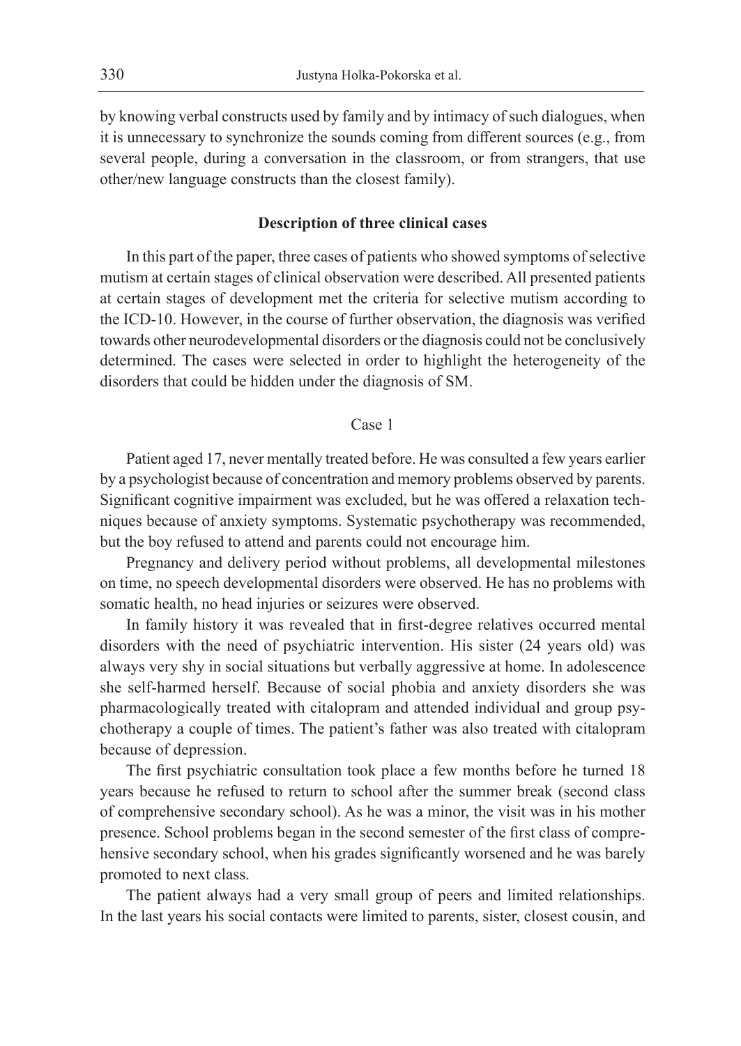by knowing verbal constructs used by family and by intimacy of such dialogues, when it is unnecessary to synchronize the sounds coming from different sources (e.g., from several people, during a conversation in the classroom, or from strangers, that use other/new language constructs than the closest family).

## Description of three clinical cases

In this part of the paper, three cases of patients who showed symptoms of selective mutism at certain stages of clinical observation were described. All presented patients at certain stages of development met the criteria for selective mutism according to the ICD-10. However, in the course of further observation, the diagnosis was verified towards other neurodevelopmental disorders or the diagnosis could not be conclusively determined. The cases were selected in order to highlight the heterogeneity of the disorders that could be hidden under the diagnosis of SM.

### Case 1

Patient aged 17, never mentally treated before. He was consulted a few years earlier by a psychologist because of concentration and memory problems observed by parents. Significant cognitive impairment was excluded, but he was offered a relaxation techniques because of anxiety symptoms. Systematic psychotherapy was recommended, but the boy refused to attend and parents could not encourage him.

Pregnancy and delivery period without problems, all developmental milestones on time, no speech developmental disorders were observed. He has no problems with somatic health, no head injuries or seizures were observed.

In family history it was revealed that in first-degree relatives occurred mental disorders with the need of psychiatric intervention. His sister (24 years old) was always very shy in social situations but verbally aggressive at home. In adolescence she self-harmed herself. Because of social phobia and anxiety disorders she was pharmacologically treated with citalopram and attended individual and group psychotherapy a couple of times. The patient's father was also treated with citalopram because of depression.

The first psychiatric consultation took place a few months before he turned 18 years because he refused to return to school after the summer break (second class of comprehensive secondary school). As he was a minor, the visit was in his mother presence. School problems began in the second semester of the first class of comprehensive secondary school, when his grades significantly worsened and he was barely promoted to next class.

The patient always had a very small group of peers and limited relationships. In the last years his social contacts were limited to parents, sister, closest cousin, and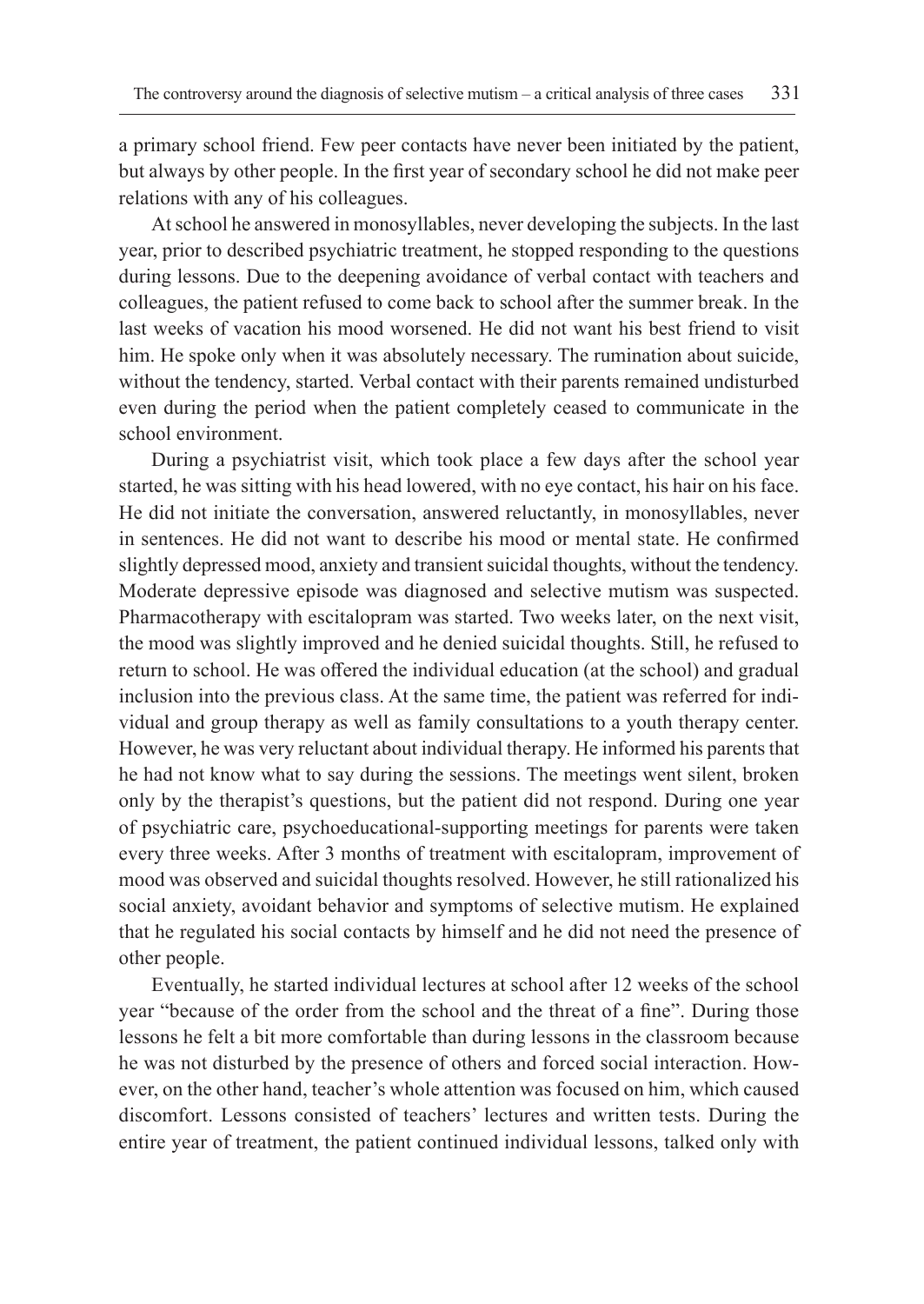a primary school friend. Few peer contacts have never been initiated by the patient, but always by other people. In the first year of secondary school he did not make peer relations with any of his colleagues.

At school he answered in monosyllables, never developing the subjects. In the last year, prior to described psychiatric treatment, he stopped responding to the questions during lessons. Due to the deepening avoidance of verbal contact with teachers and colleagues, the patient refused to come back to school after the summer break. In the last weeks of vacation his mood worsened. He did not want his best friend to visit him. He spoke only when it was absolutely necessary. The rumination about suicide, without the tendency, started. Verbal contact with their parents remained undisturbed even during the period when the patient completely ceased to communicate in the school environment.

During a psychiatrist visit, which took place a few days after the school year started, he was sitting with his head lowered, with no eye contact, his hair on his face. He did not initiate the conversation, answered reluctantly, in monosyllables, never in sentences. He did not want to describe his mood or mental state. He confirmed slightly depressed mood, anxiety and transient suicidal thoughts, without the tendency. Moderate depressive episode was diagnosed and selective mutism was suspected. Pharmacotherapy with escitalopram was started. Two weeks later, on the next visit, the mood was slightly improved and he denied suicidal thoughts. Still, he refused to return to school. He was offered the individual education (at the school) and gradual inclusion into the previous class. At the same time, the patient was referred for individual and group therapy as well as family consultations to a youth therapy center. However, he was very reluctant about individual therapy. He informed his parents that he had not know what to say during the sessions. The meetings went silent, broken only by the therapist's questions, but the patient did not respond. During one year of psychiatric care, psychoeducational-supporting meetings for parents were taken every three weeks. After 3 months of treatment with escitalopram, improvement of mood was observed and suicidal thoughts resolved. However, he still rationalized his social anxiety, avoidant behavior and symptoms of selective mutism. He explained that he regulated his social contacts by himself and he did not need the presence of other people.

Eventually, he started individual lectures at school after 12 weeks of the school year "because of the order from the school and the threat of a fine". During those lessons he felt a bit more comfortable than during lessons in the classroom because he was not disturbed by the presence of others and forced social interaction. However, on the other hand, teacher's whole attention was focused on him, which caused discomfort. Lessons consisted of teachers' lectures and written tests. During the entire year of treatment, the patient continued individual lessons, talked only with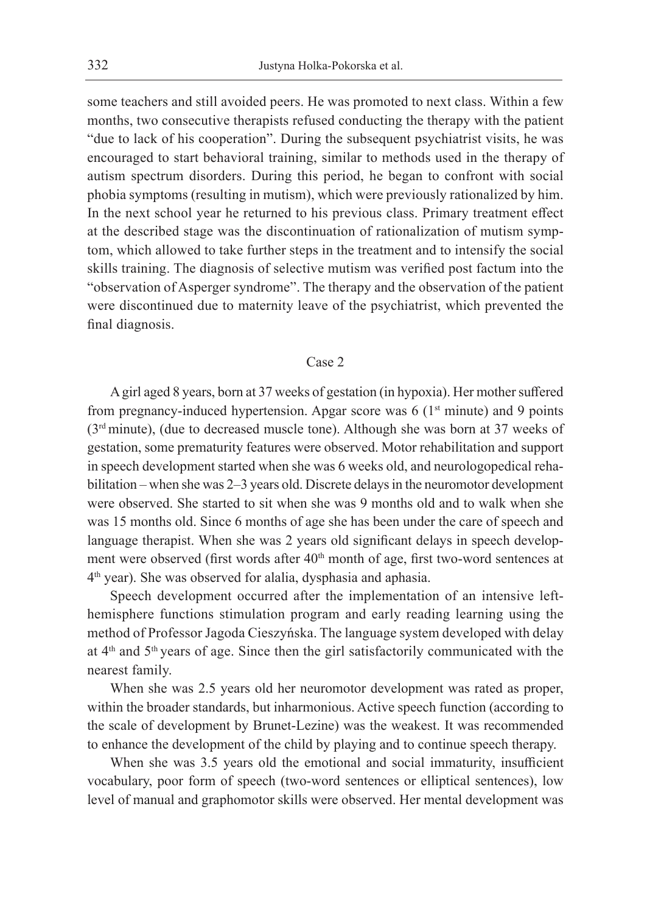some teachers and still avoided peers. He was promoted to next class. Within a few months, two consecutive therapists refused conducting the therapy with the patient "due to lack of his cooperation". During the subsequent psychiatrist visits, he was encouraged to start behavioral training, similar to methods used in the therapy of autism spectrum disorders. During this period, he began to confront with social phobia symptoms (resulting in mutism), which were previously rationalized by him. In the next school year he returned to his previous class. Primary treatment effect at the described stage was the discontinuation of rationalization of mutism symptom, which allowed to take further steps in the treatment and to intensify the social skills training. The diagnosis of selective mutism was verified post factum into the "observation of Asperger syndrome". The therapy and the observation of the patient were discontinued due to maternity leave of the psychiatrist, which prevented the final diagnosis.

## Case 2

A girl aged 8 years, born at 37 weeks of gestation (in hypoxia). Her mother suffered from pregnancy-induced hypertension. Apgar score was 6 (1st minute) and 9 points (3rd minute), (due to decreased muscle tone). Although she was born at 37 weeks of gestation, some prematurity features were observed. Motor rehabilitation and support in speech development started when she was 6 weeks old, and neurologopedical rehabilitation – when she was 2–3 years old. Discrete delays in the neuromotor development were observed. She started to sit when she was 9 months old and to walk when she was 15 months old. Since 6 months of age she has been under the care of speech and language therapist. When she was 2 years old significant delays in speech development were observed (first words after 40th month of age, first two-word sentences at 4th year). She was observed for alalia, dysphasia and aphasia.

Speech development occurred after the implementation of an intensive left-hemisphere functions stimulation program and early reading learning using the method of Professor Jagoda Cieszyńska. The language system developed with delay at 4th and 5th years of age. Since then the girl satisfactorily communicated with the nearest family.

When she was 2.5 years old her neuromotor development was rated as proper, within the broader standards, but inharmonious. Active speech function (according to the scale of development by Brunet-Lezine) was the weakest. It was recommended to enhance the development of the child by playing and to continue speech therapy.

When she was 3.5 years old the emotional and social immaturity, insufficient vocabulary, poor form of speech (two-word sentences or elliptical sentences), low level of manual and graphomotor skills were observed. Her mental development was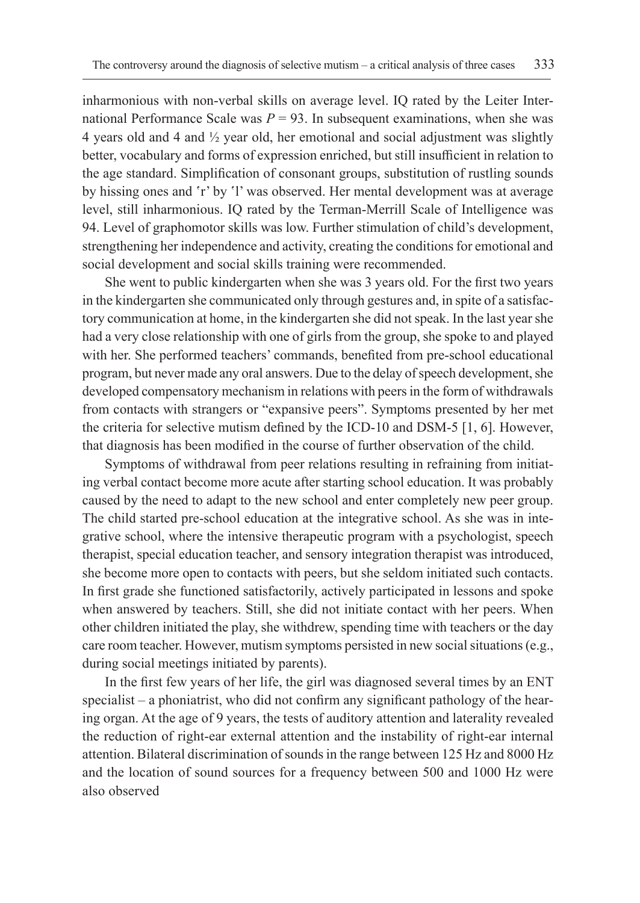inharmonious with non-verbal skills on average level. IQ rated by the Leiter International Performance Scale was $P = 93$. In subsequent examinations, when she was 4 years old and 4 and ½ year old, her emotional and social adjustment was slightly better, vocabulary and forms of expression enriched, but still insufficient in relation to the age standard. Simplification of consonant groups, substitution of rustling sounds by hissing ones and 'r' by 'l' was observed. Her mental development was at average level, still inharmonious. IQ rated by the Terman-Merrill Scale of Intelligence was 94. Level of graphomotor skills was low. Further stimulation of child's development, strengthening her independence and activity, creating the conditions for emotional and social development and social skills training were recommended.

She went to public kindergarten when she was 3 years old. For the first two years in the kindergarten she communicated only through gestures and, in spite of a satisfactory communication at home, in the kindergarten she did not speak. In the last year she had a very close relationship with one of girls from the group, she spoke to and played with her. She performed teachers' commands, benefited from pre-school educational program, but never made any oral answers. Due to the delay of speech development, she developed compensatory mechanism in relations with peers in the form of withdrawals from contacts with strangers or "expansive peers". Symptoms presented by her met the criteria for selective mutism defined by the ICD-10 and DSM-5 [1, 6]. However, that diagnosis has been modified in the course of further observation of the child.

Symptoms of withdrawal from peer relations resulting in refraining from initiating verbal contact become more acute after starting school education. It was probably caused by the need to adapt to the new school and enter completely new peer group. The child started pre-school education at the integrative school. As she was in integrative school, where the intensive therapeutic program with a psychologist, speech therapist, special education teacher, and sensory integration therapist was introduced, she become more open to contacts with peers, but she seldom initiated such contacts. In first grade she functioned satisfactorily, actively participated in lessons and spoke when answered by teachers. Still, she did not initiate contact with her peers. When other children initiated the play, she withdrew, spending time with teachers or the day care room teacher. However, mutism symptoms persisted in new social situations (e.g., during social meetings initiated by parents).

In the first few years of her life, the girl was diagnosed several times by an ENT specialist – a phoniatrist, who did not confirm any significant pathology of the hearing organ. At the age of 9 years, the tests of auditory attention and laterality revealed the reduction of right-ear external attention and the instability of right-ear internal attention. Bilateral discrimination of sounds in the range between 125 Hz and 8000 Hz and the location of sound sources for a frequency between 500 and 1000 Hz were also observed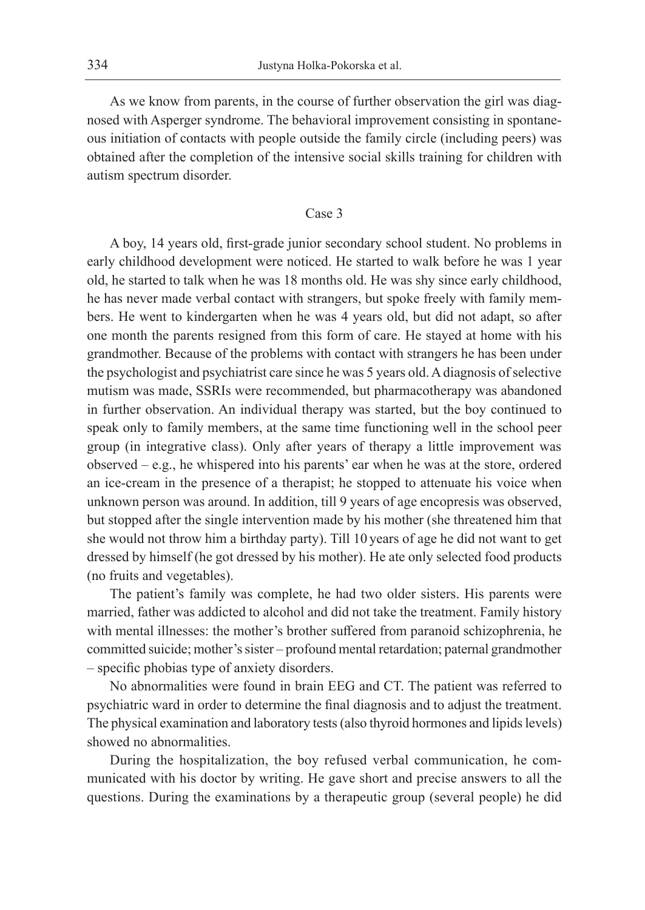As we know from parents, in the course of further observation the girl was diagnosed with Asperger syndrome. The behavioral improvement consisting in spontaneous initiation of contacts with people outside the family circle (including peers) was obtained after the completion of the intensive social skills training for children with autism spectrum disorder.

### Case 3

A boy, 14 years old, first-grade junior secondary school student. No problems in early childhood development were noticed. He started to walk before he was 1 year old, he started to talk when he was 18 months old. He was shy since early childhood, he has never made verbal contact with strangers, but spoke freely with family members. He went to kindergarten when he was 4 years old, but did not adapt, so after one month the parents resigned from this form of care. He stayed at home with his grandmother. Because of the problems with contact with strangers he has been under the psychologist and psychiatrist care since he was 5 years old. A diagnosis of selective mutism was made, SSRIs were recommended, but pharmacotherapy was abandoned in further observation. An individual therapy was started, but the boy continued to speak only to family members, at the same time functioning well in the school peer group (in integrative class). Only after years of therapy a little improvement was observed – e.g., he whispered into his parents' ear when he was at the store, ordered an ice-cream in the presence of a therapist; he stopped to attenuate his voice when unknown person was around. In addition, till 9 years of age encopresis was observed, but stopped after the single intervention made by his mother (she threatened him that she would not throw him a birthday party). Till 10 years of age he did not want to get dressed by himself (he got dressed by his mother). He ate only selected food products (no fruits and vegetables).

The patient's family was complete, he had two older sisters. His parents were married, father was addicted to alcohol and did not take the treatment. Family history with mental illnesses: the mother's brother suffered from paranoid schizophrenia, he committed suicide; mother's sister – profound mental retardation; paternal grandmother – specific phobias type of anxiety disorders.

No abnormalities were found in brain EEG and CT. The patient was referred to psychiatric ward in order to determine the final diagnosis and to adjust the treatment. The physical examination and laboratory tests (also thyroid hormones and lipids levels) showed no abnormalities.

During the hospitalization, the boy refused verbal communication, he communicated with his doctor by writing. He gave short and precise answers to all the questions. During the examinations by a therapeutic group (several people) he did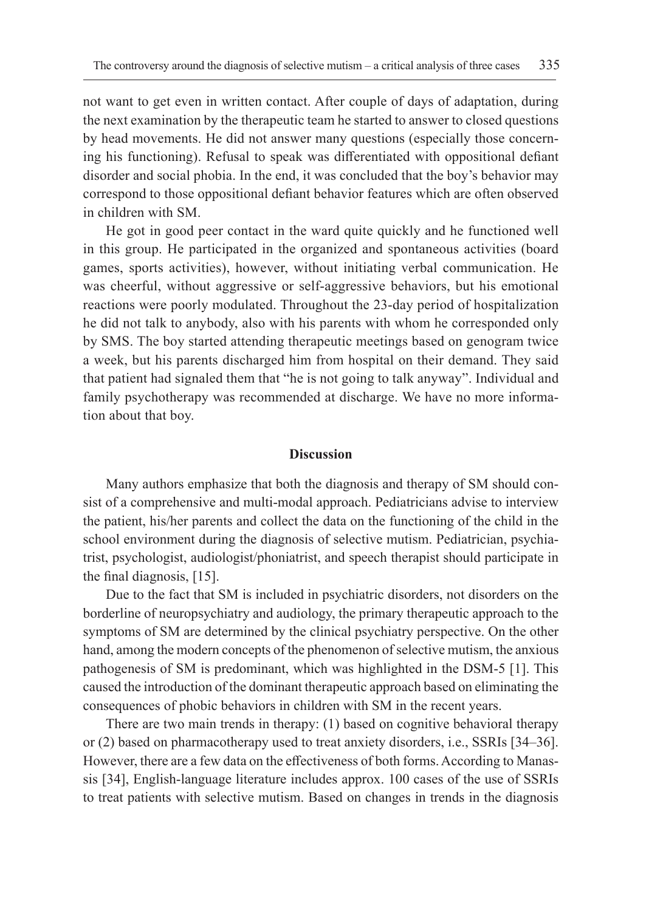not want to get even in written contact. After couple of days of adaptation, during the next examination by the therapeutic team he started to answer to closed questions by head movements. He did not answer many questions (especially those concerning his functioning). Refusal to speak was differentiated with oppositional defiant disorder and social phobia. In the end, it was concluded that the boy's behavior may correspond to those oppositional defiant behavior features which are often observed in children with SM.

He got in good peer contact in the ward quite quickly and he functioned well in this group. He participated in the organized and spontaneous activities (board games, sports activities), however, without initiating verbal communication. He was cheerful, without aggressive or self-aggressive behaviors, but his emotional reactions were poorly modulated. Throughout the 23-day period of hospitalization he did not talk to anybody, also with his parents with whom he corresponded only by SMS. The boy started attending therapeutic meetings based on genogram twice a week, but his parents discharged him from hospital on their demand. They said that patient had signaled them that "he is not going to talk anyway". Individual and family psychotherapy was recommended at discharge. We have no more information about that boy.

## Discussion

Many authors emphasize that both the diagnosis and therapy of SM should consist of a comprehensive and multi-modal approach. Pediatricians advise to interview the patient, his/her parents and collect the data on the functioning of the child in the school environment during the diagnosis of selective mutism. Pediatrician, psychiatrist, psychologist, audiologist/phoniatrist, and speech therapist should participate in the final diagnosis, [15].

Due to the fact that SM is included in psychiatric disorders, not disorders on the borderline of neuropsychiatry and audiology, the primary therapeutic approach to the symptoms of SM are determined by the clinical psychiatry perspective. On the other hand, among the modern concepts of the phenomenon of selective mutism, the anxious pathogenesis of SM is predominant, which was highlighted in the DSM-5 [1]. This caused the introduction of the dominant therapeutic approach based on eliminating the consequences of phobic behaviors in children with SM in the recent years.

There are two main trends in therapy: (1) based on cognitive behavioral therapy or (2) based on pharmacotherapy used to treat anxiety disorders, i.e., SSRIs [34–36]. However, there are a few data on the effectiveness of both forms. According to Manassis [34], English-language literature includes approx. 100 cases of the use of SSRIs to treat patients with selective mutism. Based on changes in trends in the diagnosis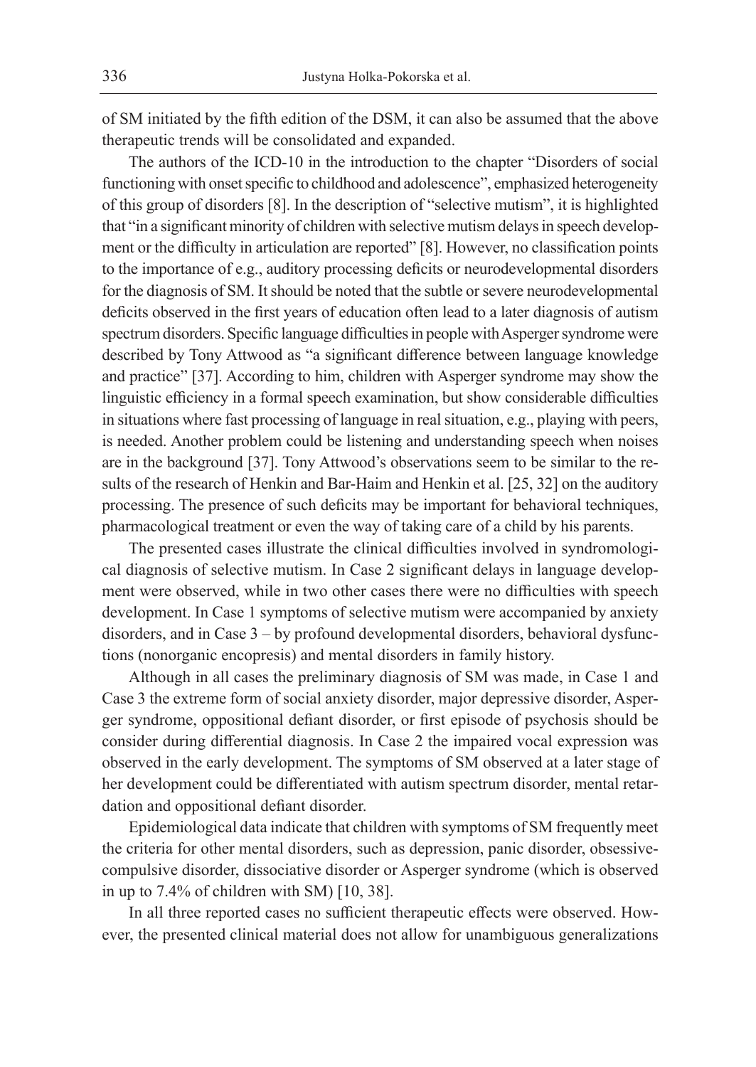of SM initiated by the fifth edition of the DSM, it can also be assumed that the above therapeutic trends will be consolidated and expanded.

The authors of the ICD-10 in the introduction to the chapter "Disorders of social functioning with onset specific to childhood and adolescence", emphasized heterogeneity of this group of disorders [8]. In the description of "selective mutism", it is highlighted that "in a significant minority of children with selective mutism delays in speech development or the difficulty in articulation are reported" [8]. However, no classification points to the importance of e.g., auditory processing deficits or neurodevelopmental disorders for the diagnosis of SM. It should be noted that the subtle or severe neurodevelopmental deficits observed in the first years of education often lead to a later diagnosis of autism spectrum disorders. Specific language difficulties in people with Asperger syndrome were described by Tony Attwood as "a significant difference between language knowledge and practice" [37]. According to him, children with Asperger syndrome may show the linguistic efficiency in a formal speech examination, but show considerable difficulties in situations where fast processing of language in real situation, e.g., playing with peers, is needed. Another problem could be listening and understanding speech when noises are in the background [37]. Tony Attwood's observations seem to be similar to the results of the research of Henkin and Bar-Haim and Henkin et al. [25, 32] on the auditory processing. The presence of such deficits may be important for behavioral techniques, pharmacological treatment or even the way of taking care of a child by his parents.

The presented cases illustrate the clinical difficulties involved in syndromological diagnosis of selective mutism. In Case 2 significant delays in language development were observed, while in two other cases there were no difficulties with speech development. In Case 1 symptoms of selective mutism were accompanied by anxiety disorders, and in Case 3 – by profound developmental disorders, behavioral dysfunctions (nonorganic encopresis) and mental disorders in family history.

Although in all cases the preliminary diagnosis of SM was made, in Case 1 and Case 3 the extreme form of social anxiety disorder, major depressive disorder, Asperger syndrome, oppositional defiant disorder, or first episode of psychosis should be consider during differential diagnosis. In Case 2 the impaired vocal expression was observed in the early development. The symptoms of SM observed at a later stage of her development could be differentiated with autism spectrum disorder, mental retardation and oppositional defiant disorder.

Epidemiological data indicate that children with symptoms of SM frequently meet the criteria for other mental disorders, such as depression, panic disorder, obsessive-compulsive disorder, dissociative disorder or Asperger syndrome (which is observed in up to 7.4% of children with SM) [10, 38].

In all three reported cases no sufficient therapeutic effects were observed. However, the presented clinical material does not allow for unambiguous generalizations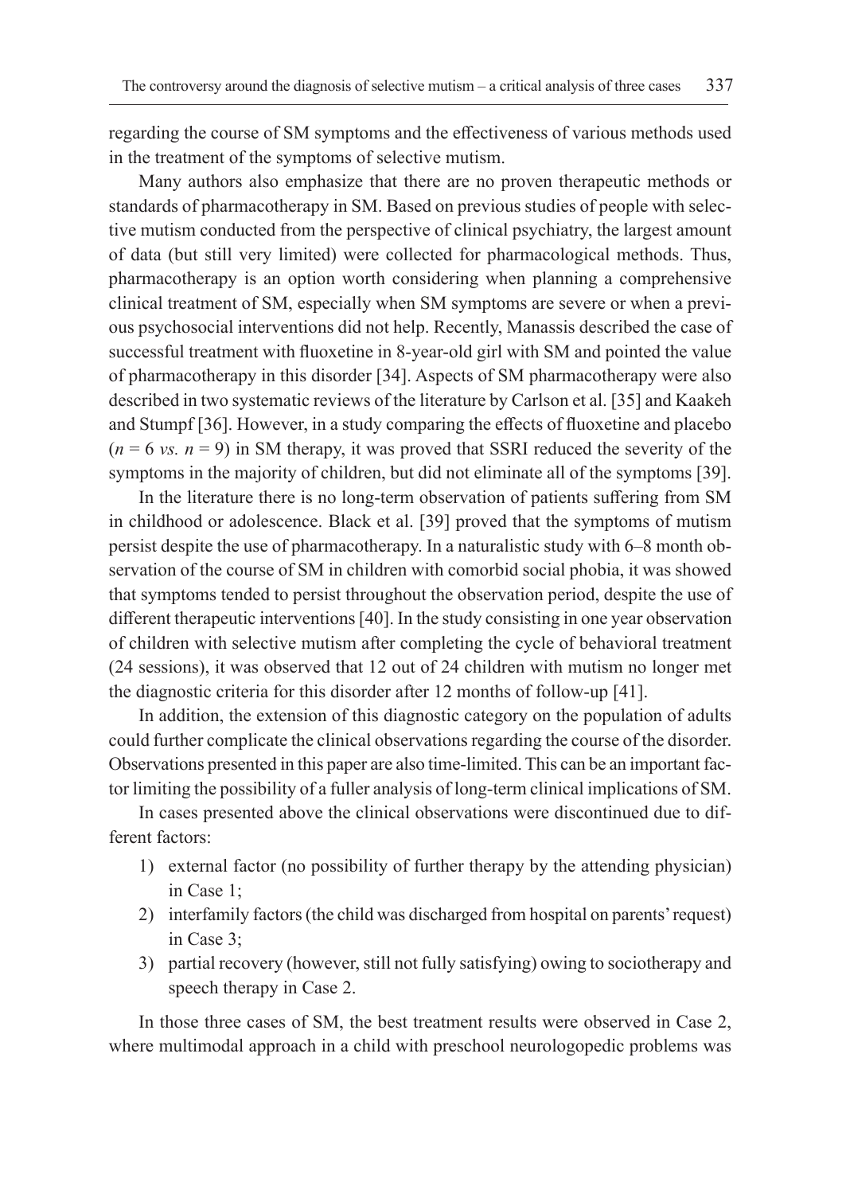regarding the course of SM symptoms and the effectiveness of various methods used in the treatment of the symptoms of selective mutism.

Many authors also emphasize that there are no proven therapeutic methods or standards of pharmacotherapy in SM. Based on previous studies of people with selective mutism conducted from the perspective of clinical psychiatry, the largest amount of data (but still very limited) were collected for pharmacological methods. Thus, pharmacotherapy is an option worth considering when planning a comprehensive clinical treatment of SM, especially when SM symptoms are severe or when a previous psychosocial interventions did not help. Recently, Manassis described the case of successful treatment with fluoxetine in 8-year-old girl with SM and pointed the value of pharmacotherapy in this disorder [34]. Aspects of SM pharmacotherapy were also described in two systematic reviews of the literature by Carlson et al. [35] and Kaakeh and Stumpf [36]. However, in a study comparing the effects of fluoxetine and placebo ($n = 6$ *vs.* $n = 9$) in SM therapy, it was proved that SSRI reduced the severity of the symptoms in the majority of children, but did not eliminate all of the symptoms [39].

In the literature there is no long-term observation of patients suffering from SM in childhood or adolescence. Black et al. [39] proved that the symptoms of mutism persist despite the use of pharmacotherapy. In a naturalistic study with 6–8 month observation of the course of SM in children with comorbid social phobia, it was showed that symptoms tended to persist throughout the observation period, despite the use of different therapeutic interventions [40]. In the study consisting in one year observation of children with selective mutism after completing the cycle of behavioral treatment (24 sessions), it was observed that 12 out of 24 children with mutism no longer met the diagnostic criteria for this disorder after 12 months of follow-up [41].

In addition, the extension of this diagnostic category on the population of adults could further complicate the clinical observations regarding the course of the disorder. Observations presented in this paper are also time-limited. This can be an important factor limiting the possibility of a fuller analysis of long-term clinical implications of SM.

In cases presented above the clinical observations were discontinued due to different factors:

1) external factor (no possibility of further therapy by the attending physician) in Case 1;
2) interfamily factors (the child was discharged from hospital on parents' request) in Case 3;
3) partial recovery (however, still not fully satisfying) owing to sociotherapy and speech therapy in Case 2.

In those three cases of SM, the best treatment results were observed in Case 2, where multimodal approach in a child with preschool neurologopedic problems was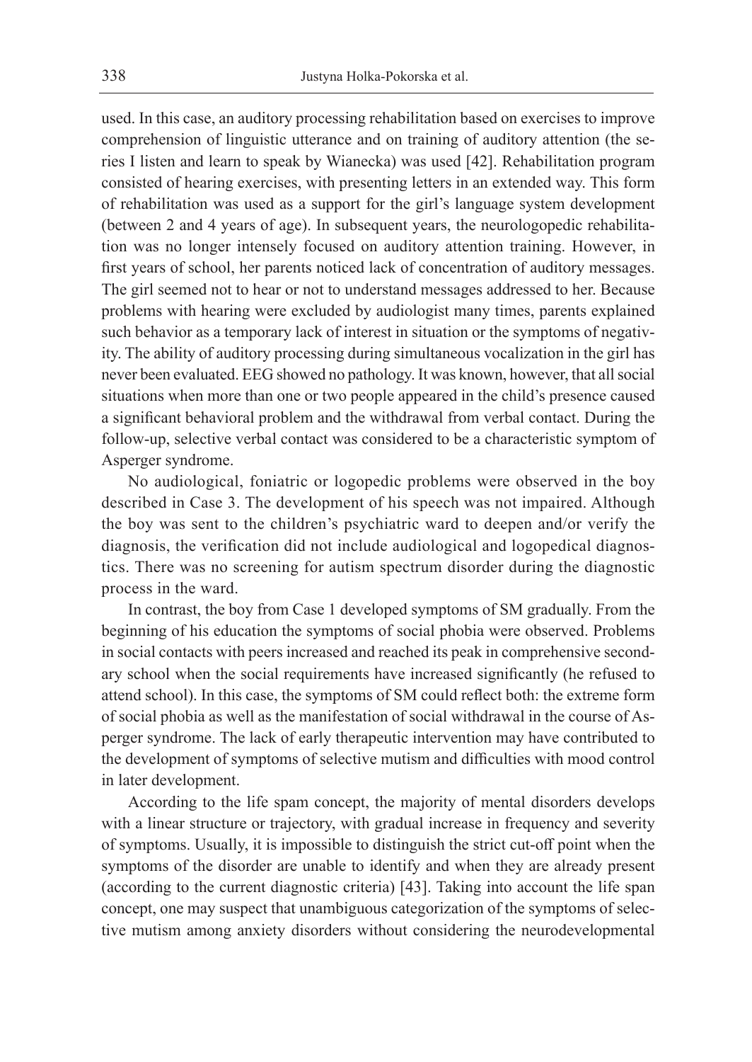used. In this case, an auditory processing rehabilitation based on exercises to improve comprehension of linguistic utterance and on training of auditory attention (the series I listen and learn to speak by Wianecka) was used [42]. Rehabilitation program consisted of hearing exercises, with presenting letters in an extended way. This form of rehabilitation was used as a support for the girl's language system development (between 2 and 4 years of age). In subsequent years, the neurologopedic rehabilitation was no longer intensely focused on auditory attention training. However, in first years of school, her parents noticed lack of concentration of auditory messages. The girl seemed not to hear or not to understand messages addressed to her. Because problems with hearing were excluded by audiologist many times, parents explained such behavior as a temporary lack of interest in situation or the symptoms of negativity. The ability of auditory processing during simultaneous vocalization in the girl has never been evaluated. EEG showed no pathology. It was known, however, that all social situations when more than one or two people appeared in the child's presence caused a significant behavioral problem and the withdrawal from verbal contact. During the follow-up, selective verbal contact was considered to be a characteristic symptom of Asperger syndrome.

No audiological, foniatric or logopedic problems were observed in the boy described in Case 3. The development of his speech was not impaired. Although the boy was sent to the children's psychiatric ward to deepen and/or verify the diagnosis, the verification did not include audiological and logopedical diagnostics. There was no screening for autism spectrum disorder during the diagnostic process in the ward.

In contrast, the boy from Case 1 developed symptoms of SM gradually. From the beginning of his education the symptoms of social phobia were observed. Problems in social contacts with peers increased and reached its peak in comprehensive secondary school when the social requirements have increased significantly (he refused to attend school). In this case, the symptoms of SM could reflect both: the extreme form of social phobia as well as the manifestation of social withdrawal in the course of Asperger syndrome. The lack of early therapeutic intervention may have contributed to the development of symptoms of selective mutism and difficulties with mood control in later development.

According to the life spam concept, the majority of mental disorders develops with a linear structure or trajectory, with gradual increase in frequency and severity of symptoms. Usually, it is impossible to distinguish the strict cut-off point when the symptoms of the disorder are unable to identify and when they are already present (according to the current diagnostic criteria) [43]. Taking into account the life span concept, one may suspect that unambiguous categorization of the symptoms of selective mutism among anxiety disorders without considering the neurodevelopmental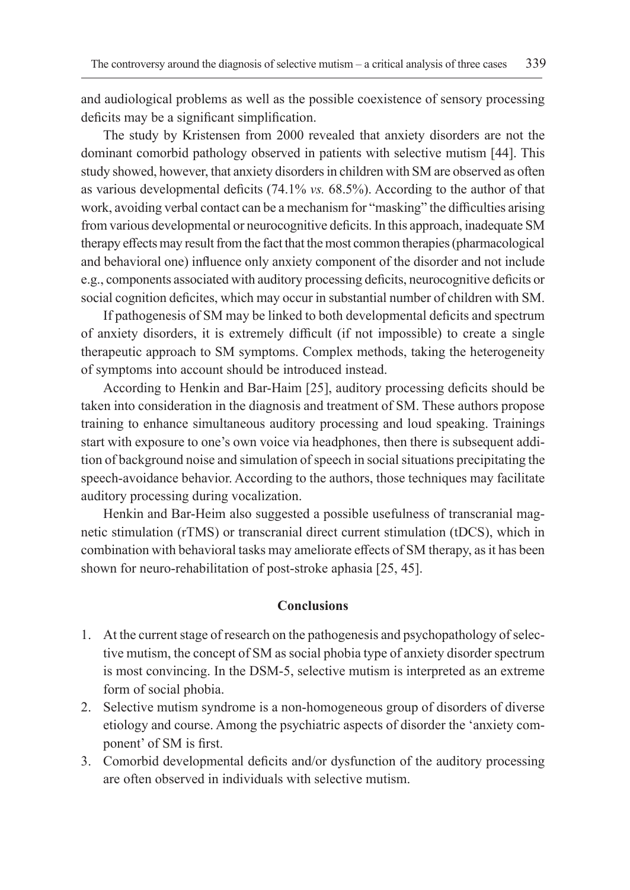and audiological problems as well as the possible coexistence of sensory processing deficits may be a significant simplification.

The study by Kristensen from 2000 revealed that anxiety disorders are not the dominant comorbid pathology observed in patients with selective mutism [44]. This study showed, however, that anxiety disorders in children with SM are observed as often as various developmental deficits (74.1% *vs.* 68.5%). According to the author of that work, avoiding verbal contact can be a mechanism for "masking" the difficulties arising from various developmental or neurocognitive deficits. In this approach, inadequate SM therapy effects may result from the fact that the most common therapies (pharmacological and behavioral one) influence only anxiety component of the disorder and not include e.g., components associated with auditory processing deficits, neurocognitive deficits or social cognition deficites, which may occur in substantial number of children with SM.

If pathogenesis of SM may be linked to both developmental deficits and spectrum of anxiety disorders, it is extremely difficult (if not impossible) to create a single therapeutic approach to SM symptoms. Complex methods, taking the heterogeneity of symptoms into account should be introduced instead.

According to Henkin and Bar-Haim [25], auditory processing deficits should be taken into consideration in the diagnosis and treatment of SM. These authors propose training to enhance simultaneous auditory processing and loud speaking. Trainings start with exposure to one's own voice via headphones, then there is subsequent addition of background noise and simulation of speech in social situations precipitating the speech-avoidance behavior. According to the authors, those techniques may facilitate auditory processing during vocalization.

Henkin and Bar-Heim also suggested a possible usefulness of transcranial magnetic stimulation (rTMS) or transcranial direct current stimulation (tDCS), which in combination with behavioral tasks may ameliorate effects of SM therapy, as it has been shown for neuro-rehabilitation of post-stroke aphasia [25, 45].

## Conclusions

1. At the current stage of research on the pathogenesis and psychopathology of selective mutism, the concept of SM as social phobia type of anxiety disorder spectrum is most convincing. In the DSM-5, selective mutism is interpreted as an extreme form of social phobia.
2. Selective mutism syndrome is a non-homogeneous group of disorders of diverse etiology and course. Among the psychiatric aspects of disorder the 'anxiety component' of SM is first.
3. Comorbid developmental deficits and/or dysfunction of the auditory processing are often observed in individuals with selective mutism.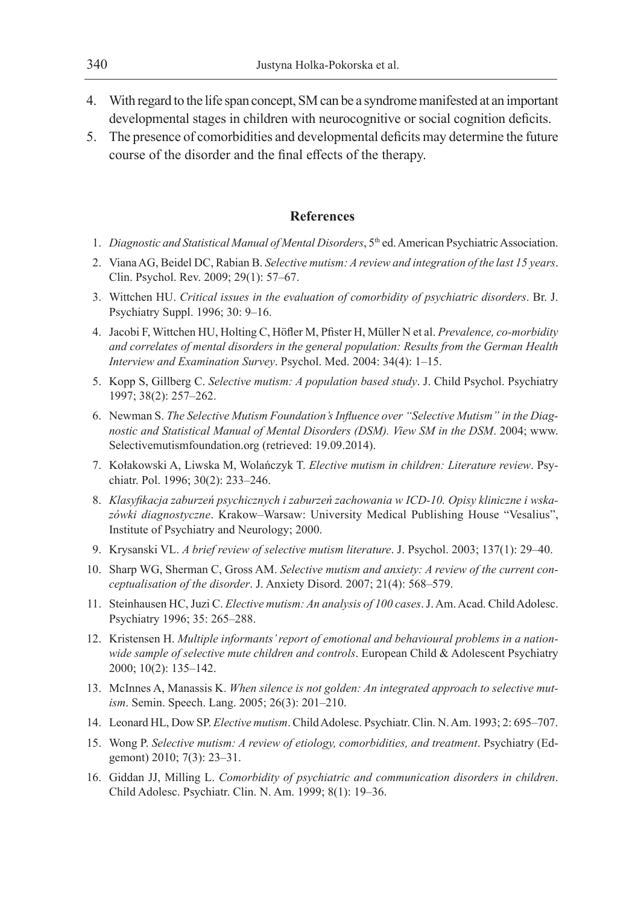4. With regard to the life span concept, SM can be a syndrome manifested at an important developmental stages in children with neurocognitive or social cognition deficits.
5. The presence of comorbidities and developmental deficits may determine the future course of the disorder and the final effects of the therapy.

## References

1. *Diagnostic and Statistical Manual of Mental Disorders*, 5th ed. American Psychiatric Association.
2. Viana AG, Beidel DC, Rabian B. *Selective mutism: A review and integration of the last 15 years*. Clin. Psychol. Rev. 2009; 29(1): 57–67.
3. Wittchen HU. *Critical issues in the evaluation of comorbidity of psychiatric disorders*. Br. J. Psychiatry Suppl. 1996; 30: 9–16.
4. Jacobi F, Wittchen HU, Holting C, Höfler M, Pfister H, Müller N et al. *Prevalence, co-morbidity and correlates of mental disorders in the general population: Results from the German Health Interview and Examination Survey*. Psychol. Med. 2004: 34(4): 1–15.
5. Kopp S, Gillberg C. *Selective mutism: A population based study*. J. Child Psychol. Psychiatry 1997; 38(2): 257–262.
6. Newman S. *The Selective Mutism Foundation's Influence over "Selective Mutism" in the Diagnostic and Statistical Manual of Mental Disorders (DSM). View SM in the DSM*. 2004; www.Selectivemutismfoundation.org (retrieved: 19.09.2014).
7. Kołakowski A, Liwska M, Wolańczyk T. *Elective mutism in children: Literature review*. Psychiatr. Pol. 1996; 30(2): 233–246.
8. *Klasyfikacja zaburzeń psychicznych i zaburzeń zachowania w ICD-10. Opisy kliniczne i wskazówki diagnostyczne*. Krakow–Warsaw: University Medical Publishing House "Vesalius", Institute of Psychiatry and Neurology; 2000.
9. Krysanski VL. *A brief review of selective mutism literature*. J. Psychol. 2003; 137(1): 29–40.
10. Sharp WG, Sherman C, Gross AM. *Selective mutism and anxiety: A review of the current conceptualisation of the disorder*. J. Anxiety Disord. 2007; 21(4): 568–579.
11. Steinhausen HC, Juzi C. *Elective mutism: An analysis of 100 cases*. J. Am. Acad. Child Adolesc. Psychiatry 1996; 35: 265–288.
12. Kristensen H. *Multiple informants' report of emotional and behavioural problems in a nationwide sample of selective mute children and controls*. European Child & Adolescent Psychiatry 2000; 10(2): 135–142.
13. McInnes A, Manassis K. *When silence is not golden: An integrated approach to selective mutism*. Semin. Speech. Lang. 2005; 26(3): 201–210.
14. Leonard HL, Dow SP. *Elective mutism*. Child Adolesc. Psychiatr. Clin. N. Am. 1993; 2: 695–707.
15. Wong P. *Selective mutism: A review of etiology, comorbidities, and treatment*. Psychiatry (Edgemont) 2010; 7(3): 23–31.
16. Giddan JJ, Milling L. *Comorbidity of psychiatric and communication disorders in children*. Child Adolesc. Psychiatr. Clin. N. Am. 1999; 8(1): 19–36.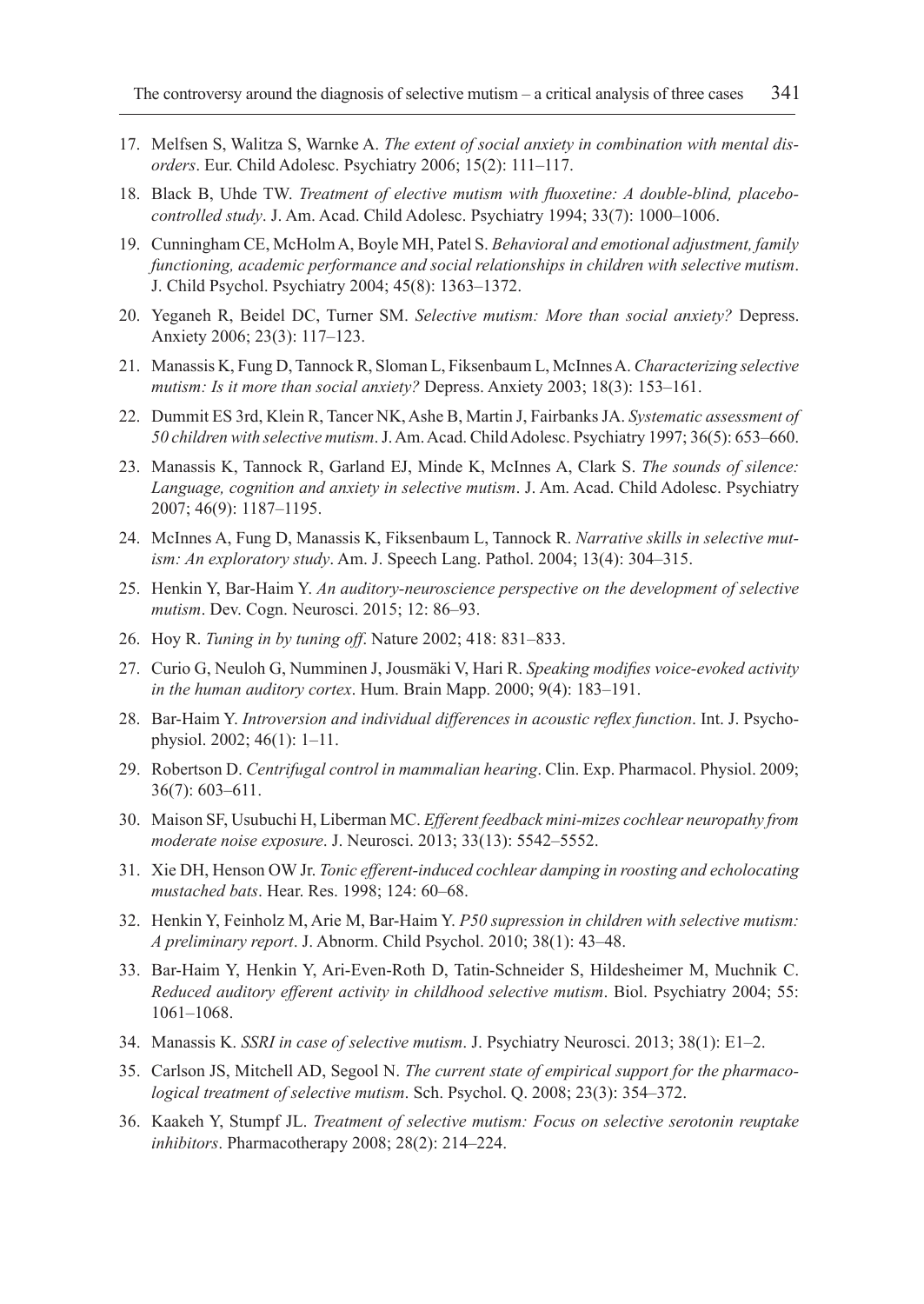17. Melfsen S, Walitza S, Warnke A. *The extent of social anxiety in combination with mental disorders*. Eur. Child Adolesc. Psychiatry 2006; 15(2): 111–117.
18. Black B, Uhde TW. *Treatment of elective mutism with fluoxetine: A double-blind, placebo-controlled study*. J. Am. Acad. Child Adolesc. Psychiatry 1994; 33(7): 1000–1006.
19. Cunningham CE, McHolm A, Boyle MH, Patel S. *Behavioral and emotional adjustment, family functioning, academic performance and social relationships in children with selective mutism*. J. Child Psychol. Psychiatry 2004; 45(8): 1363–1372.
20. Yeganeh R, Beidel DC, Turner SM. *Selective mutism: More than social anxiety?* Depress. Anxiety 2006; 23(3): 117–123.
21. Manassis K, Fung D, Tannock R, Sloman L, Fiksenbaum L, McInnes A. *Characterizing selective mutism: Is it more than social anxiety?* Depress. Anxiety 2003; 18(3): 153–161.
22. Dummit ES 3rd, Klein R, Tancer NK, Ashe B, Martin J, Fairbanks JA. *Systematic assessment of 50 children with selective mutism*. J. Am. Acad. Child Adolesc. Psychiatry 1997; 36(5): 653–660.
23. Manassis K, Tannock R, Garland EJ, Minde K, McInnes A, Clark S. *The sounds of silence: Language, cognition and anxiety in selective mutism*. J. Am. Acad. Child Adolesc. Psychiatry 2007; 46(9): 1187–1195.
24. McInnes A, Fung D, Manassis K, Fiksenbaum L, Tannock R. *Narrative skills in selective mutism: An exploratory study*. Am. J. Speech Lang. Pathol. 2004; 13(4): 304–315.
25. Henkin Y, Bar-Haim Y. *An auditory-neuroscience perspective on the development of selective mutism*. Dev. Cogn. Neurosci. 2015; 12: 86–93.
26. Hoy R. *Tuning in by tuning off*. Nature 2002; 418: 831–833.
27. Curio G, Neuloh G, Numminen J, Jousmäki V, Hari R. *Speaking modifies voice-evoked activity in the human auditory cortex*. Hum. Brain Mapp. 2000; 9(4): 183–191.
28. Bar-Haim Y. *Introversion and individual differences in acoustic reflex function*. Int. J. Psychophysiol. 2002; 46(1): 1–11.
29. Robertson D. *Centrifugal control in mammalian hearing*. Clin. Exp. Pharmacol. Physiol. 2009; 36(7): 603–611.
30. Maison SF, Usubuchi H, Liberman MC. *Efferent feedback mini-mizes cochlear neuropathy from moderate noise exposure*. J. Neurosci. 2013; 33(13): 5542–5552.
31. Xie DH, Henson OW Jr. *Tonic efferent-induced cochlear damping in roosting and echolocating mustached bats*. Hear. Res. 1998; 124: 60–68.
32. Henkin Y, Feinholz M, Arie M, Bar-Haim Y. *P50 supression in children with selective mutism: A preliminary report*. J. Abnorm. Child Psychol. 2010; 38(1): 43–48.
33. Bar-Haim Y, Henkin Y, Ari-Even-Roth D, Tatin-Schneider S, Hildesheimer M, Muchnik C. *Reduced auditory efferent activity in childhood selective mutism*. Biol. Psychiatry 2004; 55: 1061–1068.
34. Manassis K. *SSRI in case of selective mutism*. J. Psychiatry Neurosci. 2013; 38(1): E1–2.
35. Carlson JS, Mitchell AD, Segool N. *The current state of empirical support for the pharmacological treatment of selective mutism*. Sch. Psychol. Q. 2008; 23(3): 354–372.
36. Kaakeh Y, Stumpf JL. *Treatment of selective mutism: Focus on selective serotonin reuptake inhibitors*. Pharmacotherapy 2008; 28(2): 214–224.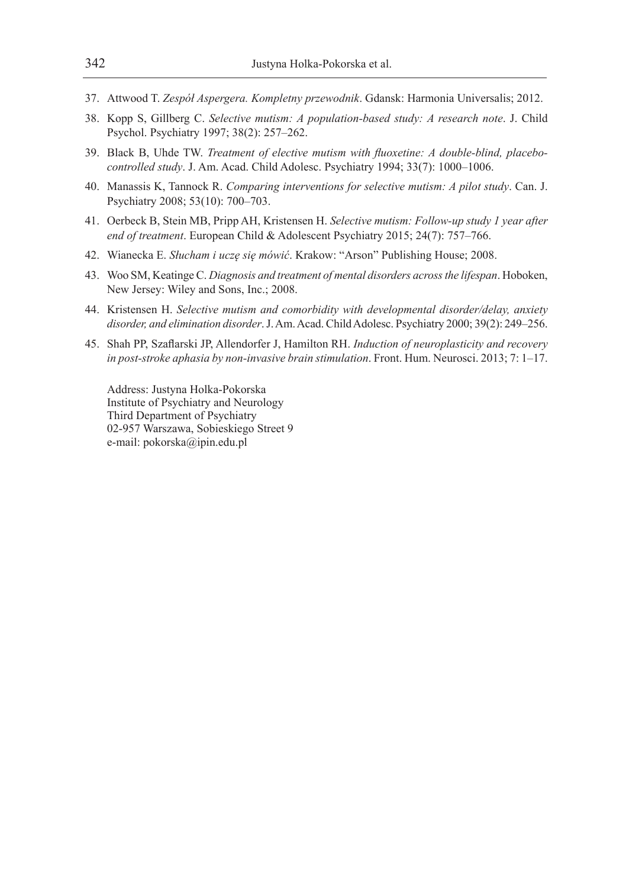37. Attwood T. *Zespół Aspergera. Kompletny przewodnik*. Gdansk: Harmonia Universalis; 2012.
38. Kopp S, Gillberg C. *Selective mutism: A population-based study: A research note*. J. Child Psychol. Psychiatry 1997; 38(2): 257–262.
39. Black B, Uhde TW. *Treatment of elective mutism with fluoxetine: A double-blind, placebo-controlled study*. J. Am. Acad. Child Adolesc. Psychiatry 1994; 33(7): 1000–1006.
40. Manassis K, Tannock R. *Comparing interventions for selective mutism: A pilot study*. Can. J. Psychiatry 2008; 53(10): 700–703.
41. Oerbeck B, Stein MB, Pripp AH, Kristensen H. *Selective mutism: Follow-up study 1 year after end of treatment*. European Child & Adolescent Psychiatry 2015; 24(7): 757–766.
42. Wianecka E. *Słucham i uczę się mówić*. Krakow: "Arson" Publishing House; 2008.
43. Woo SM, Keatinge C. *Diagnosis and treatment of mental disorders across the lifespan*. Hoboken, New Jersey: Wiley and Sons, Inc.; 2008.
44. Kristensen H. *Selective mutism and comorbidity with developmental disorder/delay, anxiety disorder, and elimination disorder*. J. Am. Acad. Child Adolesc. Psychiatry 2000; 39(2): 249–256.
45. Shah PP, Szaflarski JP, Allendorfer J, Hamilton RH. *Induction of neuroplasticity and recovery in post-stroke aphasia by non-invasive brain stimulation*. Front. Hum. Neurosci. 2013; 7: 1–17.

Address: Justyna Holka-Pokorska
Institute of Psychiatry and Neurology
Third Department of Psychiatry
02-957 Warszawa, Sobieskiego Street 9
e-mail: pokorska@ipin.edu.pl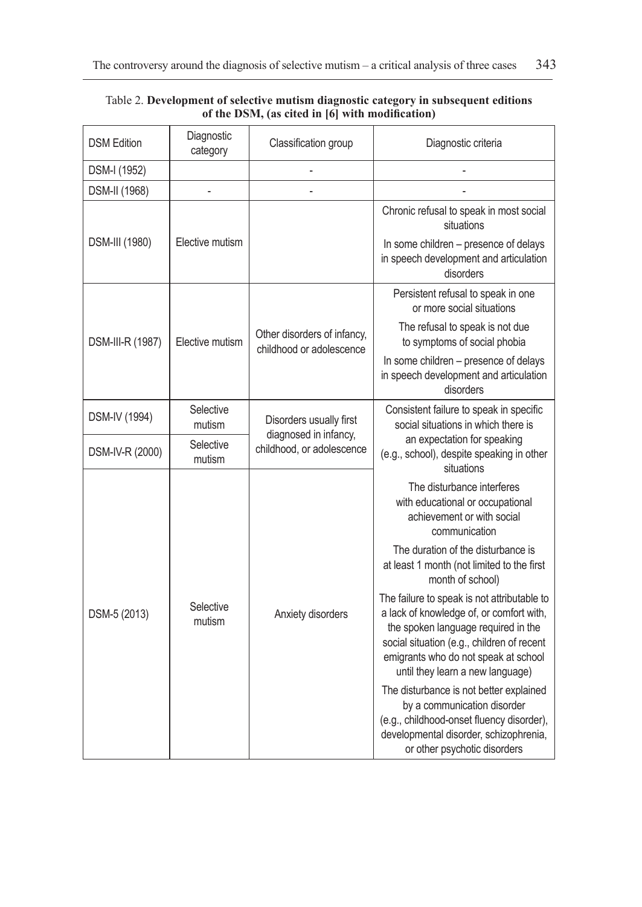Table 2. **Development of selective mutism diagnostic category in subsequent editions of the DSM, (as cited in [6] with modification)**

| DSM Edition | Diagnostic category | Classification group | Diagnostic criteria |
|---|---|---|---|
| DSM-I (1952) | | - | - |
| DSM-II (1968) | - | - | - |
| DSM-III (1980) | Elective mutism | | Chronic refusal to speak in most social situations |
| | | | In some children – presence of delays in speech development and articulation disorders |
| DSM-III-R (1987) | Elective mutism | Other disorders of infancy, childhood or adolescence | Persistent refusal to speak in one or more social situations |
| | | | The refusal to speak is not due to symptoms of social phobia |
| | | | In some children – presence of delays in speech development and articulation disorders |
| DSM-IV (1994) | Selective mutism | Disorders usually first diagnosed in infancy, childhood, or adolescence | Consistent failure to speak in specific social situations in which there is an expectation for speaking (e.g., school), despite speaking in other situations |
| DSM-IV-R (2000) | Selective mutism | | |
| DSM-5 (2013) | Selective mutism | Anxiety disorders | The disturbance interferes with educational or occupational achievement or with social communication |
| | | | The duration of the disturbance is at least 1 month (not limited to the first month of school) |
| | | | The failure to speak is not attributable to a lack of knowledge of, or comfort with, the spoken language required in the social situation (e.g., children of recent emigrants who do not speak at school until they learn a new language) |
| | | | The disturbance is not better explained by a communication disorder (e.g., childhood-onset fluency disorder), developmental disorder, schizophrenia, or other psychotic disorders |